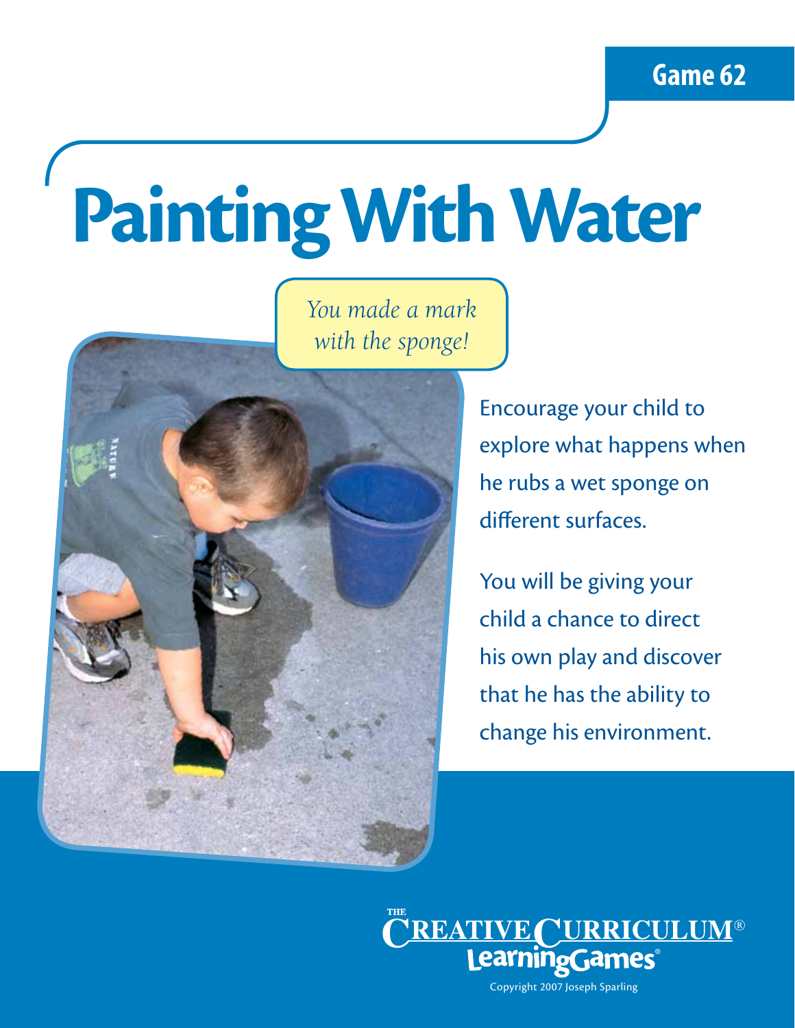Game 62

# Painting With Water

*You made a mark with the sponge!*

Encourage your child to explore what happens when he rubs a wet sponge on different surfaces.

You will be giving your child a chance to direct his own play and discover that he has the ability to change his environment.

THE CREATIVE CURRICULUM® LearningGames®

Copyright 2007 Joseph Sparling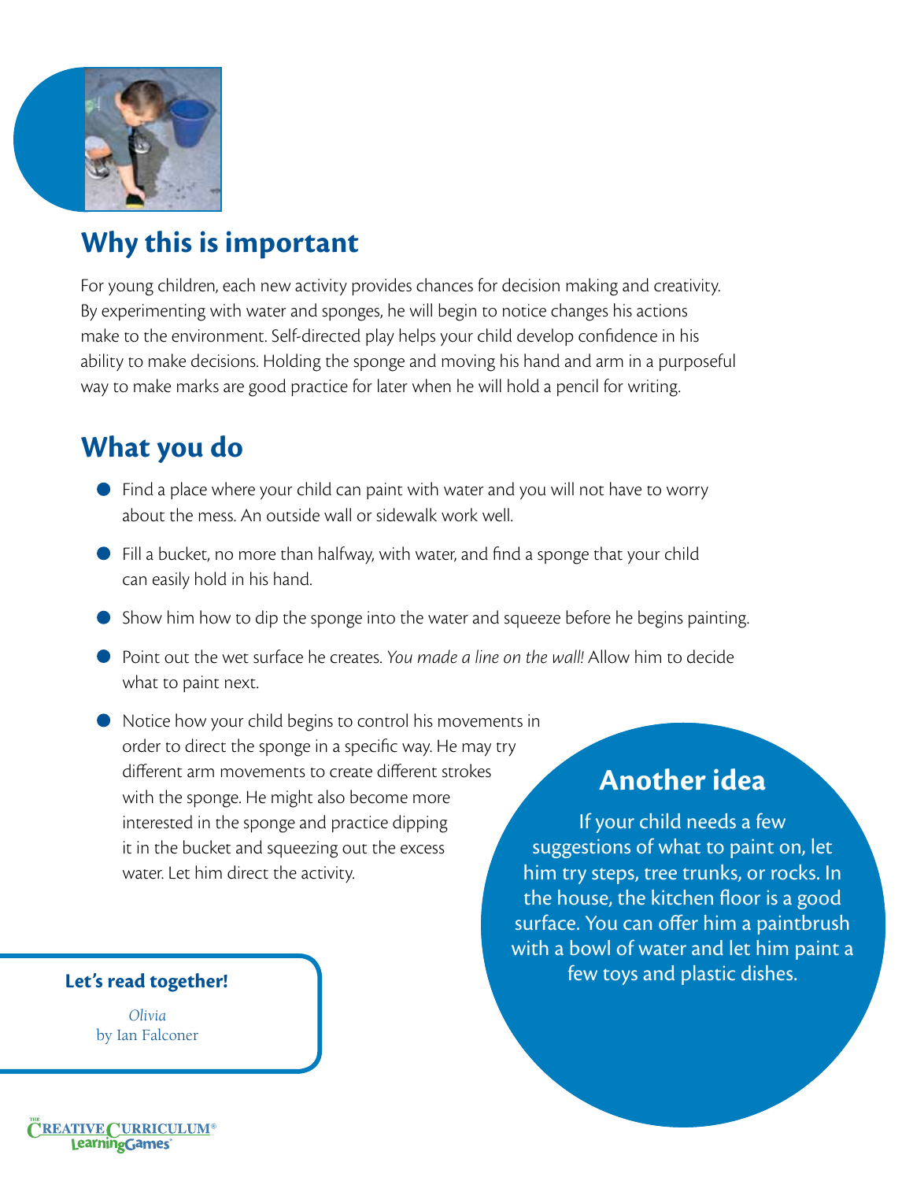## Why this is important

For young children, each new activity provides chances for decision making and creativity. By experimenting with water and sponges, he will begin to notice changes his actions make to the environment. Self-directed play helps your child develop confidence in his ability to make decisions. Holding the sponge and moving his hand and arm in a purposeful way to make marks are good practice for later when he will hold a pencil for writing.

## What you do

- Find a place where your child can paint with water and you will not have to worry about the mess. An outside wall or sidewalk work well.
- Fill a bucket, no more than halfway, with water, and find a sponge that your child can easily hold in his hand.
- Show him how to dip the sponge into the water and squeeze before he begins painting.
- Point out the wet surface he creates. *You made a line on the wall!* Allow him to decide what to paint next.
- Notice how your child begins to control his movements in order to direct the sponge in a specific way. He may try different arm movements to create different strokes with the sponge. He might also become more interested in the sponge and practice dipping it in the bucket and squeezing out the excess water. Let him direct the activity.

## Another idea

If your child needs a few suggestions of what to paint on, let him try steps, tree trunks, or rocks. In the house, the kitchen floor is a good surface. You can offer him a paintbrush with a bowl of water and let him paint a few toys and plastic dishes.

**Let's read together!**

*Olivia*
by Ian Falconer

The Creative Curriculum® LearningGames®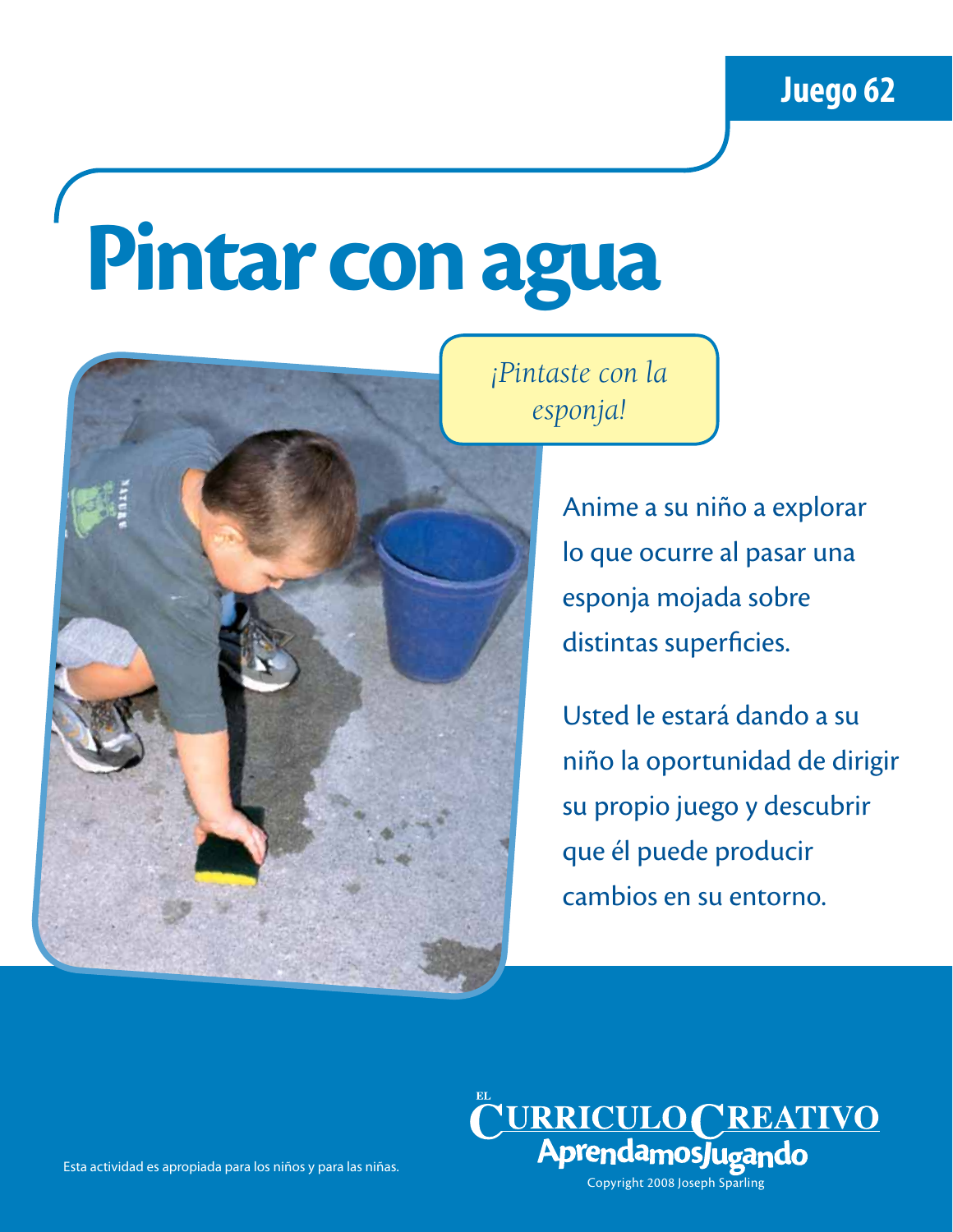Juego 62

# Pintar con agua

*¡Pintaste con la esponja!*

Anime a su niño a explorar lo que ocurre al pasar una esponja mojada sobre distintas superficies.

Usted le estará dando a su niño la oportunidad de dirigir su propio juego y descubrir que él puede producir cambios en su entorno.

Esta actividad es apropiada para los niños y para las niñas.

EL CURRICULO CREATIVO AprendamosJugando

Copyright 2008 Joseph Sparling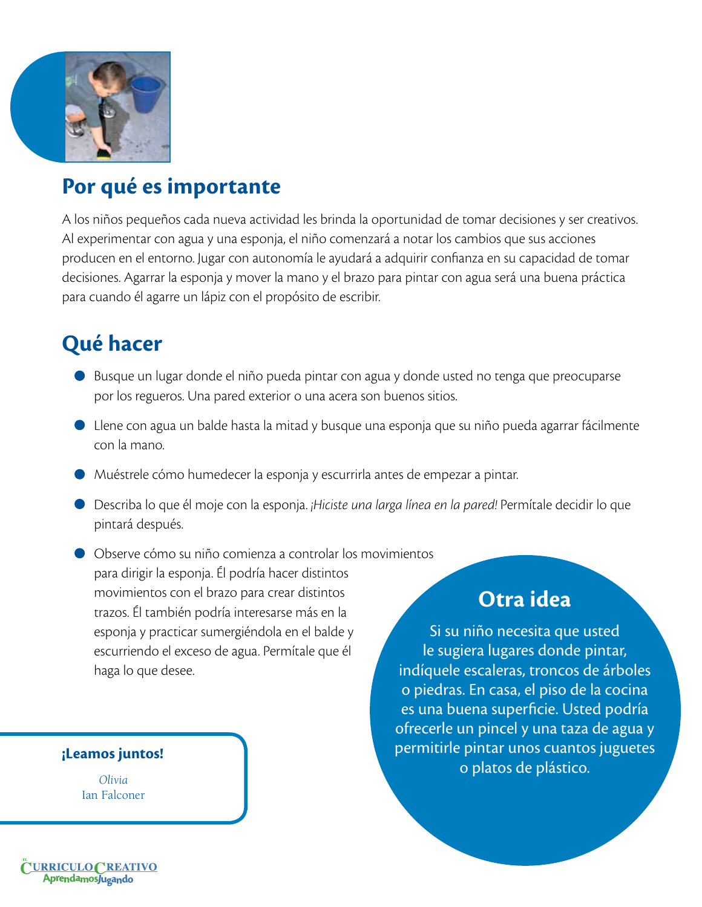## Por qué es importante

A los niños pequeños cada nueva actividad les brinda la oportunidad de tomar decisiones y ser creativos. Al experimentar con agua y una esponja, el niño comenzará a notar los cambios que sus acciones producen en el entorno. Jugar con autonomía le ayudará a adquirir confianza en su capacidad de tomar decisiones. Agarrar la esponja y mover la mano y el brazo para pintar con agua será una buena práctica para cuando él agarre un lápiz con el propósito de escribir.

## Qué hacer

- Busque un lugar donde el niño pueda pintar con agua y donde usted no tenga que preocuparse por los regueros. Una pared exterior o una acera son buenos sitios.
- Llene con agua un balde hasta la mitad y busque una esponja que su niño pueda agarrar fácilmente con la mano.
- Muéstrele cómo humedecer la esponja y escurrirla antes de empezar a pintar.
- Describa lo que él moje con la esponja. *¡Hiciste una larga línea en la pared!* Permítale decidir lo que pintará después.
- Observe cómo su niño comienza a controlar los movimientos para dirigir la esponja. Él podría hacer distintos movimientos con el brazo para crear distintos trazos. Él también podría interesarse más en la esponja y practicar sumergiéndola en el balde y escurriendo el exceso de agua. Permítale que él haga lo que desee.

### Otra idea

Si su niño necesita que usted le sugiera lugares donde pintar, indíquele escaleras, troncos de árboles o piedras. En casa, el piso de la cocina es una buena superficie. Usted podría ofrecerle un pincel y una taza de agua y permitirle pintar unos cuantos juguetes o platos de plástico.

**¡Leamos juntos!**

*Olivia*
Ian Falconer

El Currículo Creativo Aprendamos Jugando